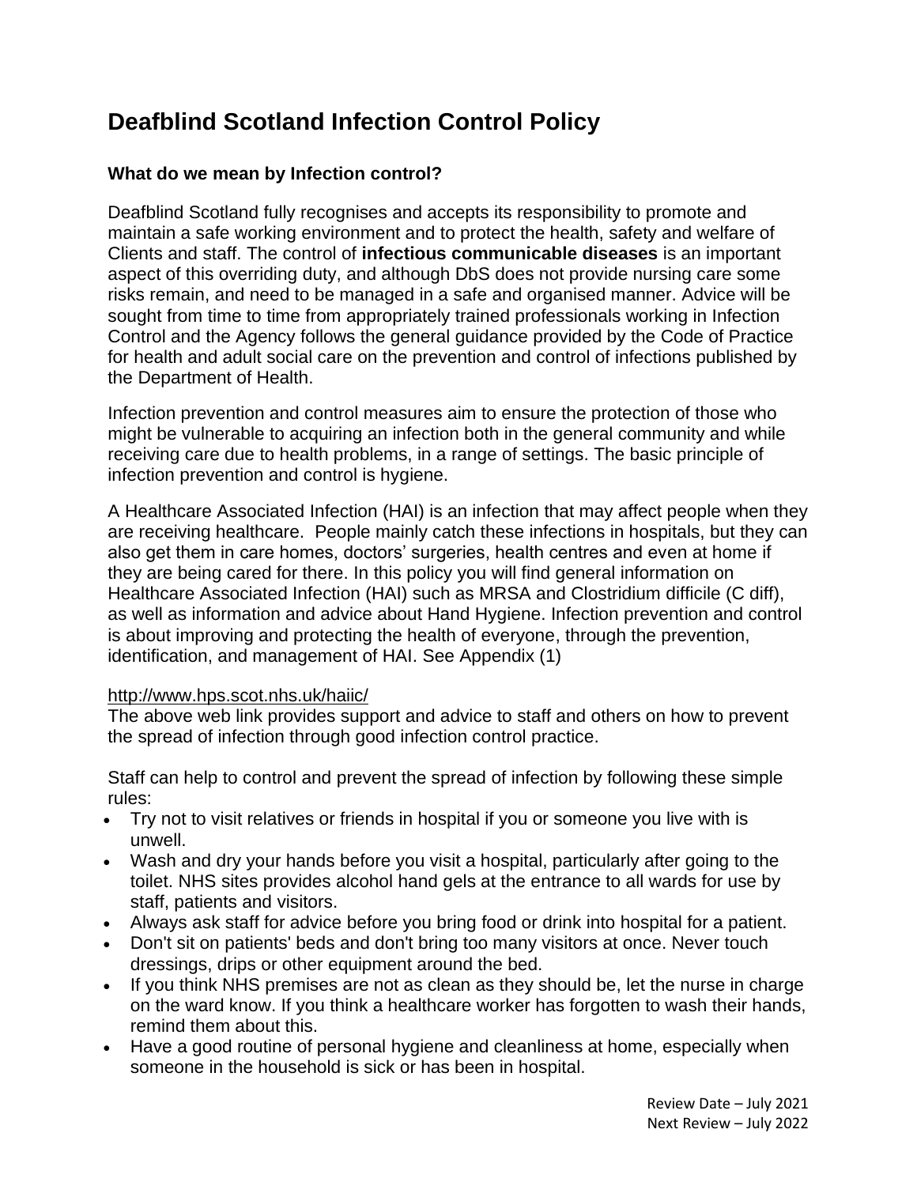# Deafblind Scotland Infection Control Policy

### What do we mean by Infection control?

Deafblind Scotland fully recognises and accepts its responsibility to promote and maintain a safe working environment and to protect the health, safety and welfare of Clients and staff. The control of **infectious communicable diseases** is an important aspect of this overriding duty, and although DbS does not provide nursing care some risks remain, and need to be managed in a safe and organised manner. Advice will be sought from time to time from appropriately trained professionals working in Infection Control and the Agency follows the general guidance provided by the Code of Practice for health and adult social care on the prevention and control of infections published by the Department of Health.

Infection prevention and control measures aim to ensure the protection of those who might be vulnerable to acquiring an infection both in the general community and while receiving care due to health problems, in a range of settings. The basic principle of infection prevention and control is hygiene.

A Healthcare Associated Infection (HAI) is an infection that may affect people when they are receiving healthcare. People mainly catch these infections in hospitals, but they can also get them in care homes, doctors' surgeries, health centres and even at home if they are being cared for there. In this policy you will find general information on Healthcare Associated Infection (HAI) such as MRSA and Clostridium difficile (C diff), as well as information and advice about Hand Hygiene. Infection prevention and control is about improving and protecting the health of everyone, through the prevention, identification, and management of HAI. See Appendix (1)

http://www.hps.scot.nhs.uk/haiic/

The above web link provides support and advice to staff and others on how to prevent the spread of infection through good infection control practice.

Staff can help to control and prevent the spread of infection by following these simple rules:

- Try not to visit relatives or friends in hospital if you or someone you live with is unwell.
- Wash and dry your hands before you visit a hospital, particularly after going to the toilet. NHS sites provides alcohol hand gels at the entrance to all wards for use by staff, patients and visitors.
- Always ask staff for advice before you bring food or drink into hospital for a patient.
- Don't sit on patients' beds and don't bring too many visitors at once. Never touch dressings, drips or other equipment around the bed.
- If you think NHS premises are not as clean as they should be, let the nurse in charge on the ward know. If you think a healthcare worker has forgotten to wash their hands, remind them about this.
- Have a good routine of personal hygiene and cleanliness at home, especially when someone in the household is sick or has been in hospital.

Review Date – July 2021
Next Review – July 2022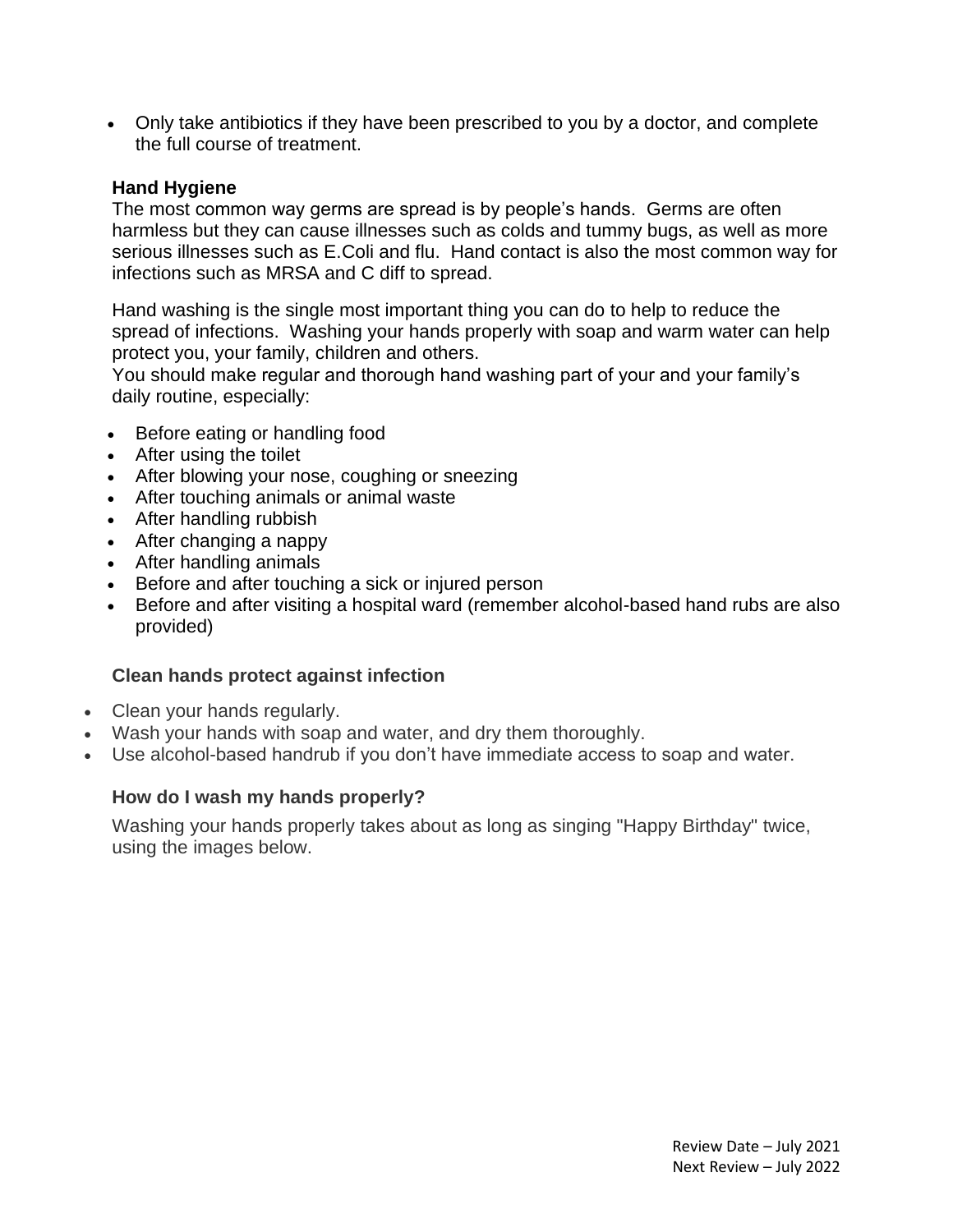- Only take antibiotics if they have been prescribed to you by a doctor, and complete the full course of treatment.

### Hand Hygiene

The most common way germs are spread is by people's hands. Germs are often harmless but they can cause illnesses such as colds and tummy bugs, as well as more serious illnesses such as E.Coli and flu. Hand contact is also the most common way for infections such as MRSA and C diff to spread.

Hand washing is the single most important thing you can do to help to reduce the spread of infections. Washing your hands properly with soap and warm water can help protect you, your family, children and others.

You should make regular and thorough hand washing part of your and your family's daily routine, especially:

- Before eating or handling food
- After using the toilet
- After blowing your nose, coughing or sneezing
- After touching animals or animal waste
- After handling rubbish
- After changing a nappy
- After handling animals
- Before and after touching a sick or injured person
- Before and after visiting a hospital ward (remember alcohol-based hand rubs are also provided)

### Clean hands protect against infection

- Clean your hands regularly.
- Wash your hands with soap and water, and dry them thoroughly.
- Use alcohol-based handrub if you don't have immediate access to soap and water.

### How do I wash my hands properly?

Washing your hands properly takes about as long as singing "Happy Birthday" twice, using the images below.

Review Date – July 2021
Next Review – July 2022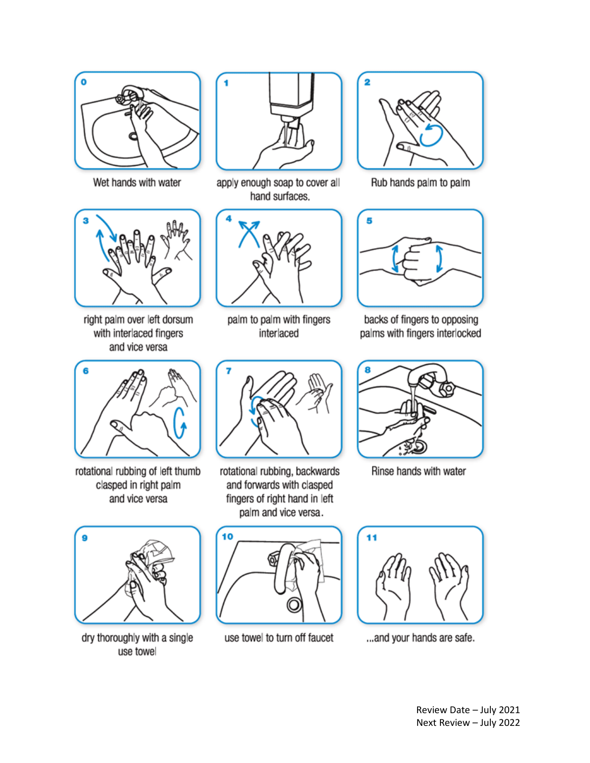0 Wet hands with water

1 apply enough soap to cover all hand surfaces.

2 Rub hands palm to palm

3 right palm over left dorsum with interlaced fingers and vice versa

4 palm to palm with fingers interlaced

5 backs of fingers to opposing palms with fingers interlocked

6 rotational rubbing of left thumb clasped in right palm and vice versa

7 rotational rubbing, backwards and forwards with clasped fingers of right hand in left palm and vice versa.

8 Rinse hands with water

9 dry thoroughly with a single use towel

10 use towel to turn off faucet

11 ...and your hands are safe.

Review Date – July 2021
Next Review – July 2022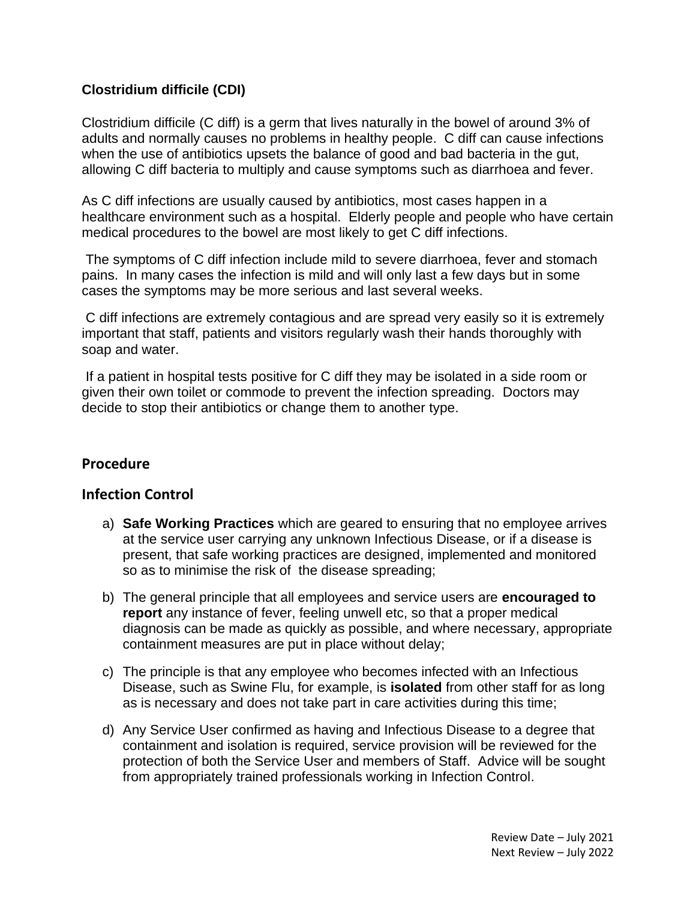**Clostridium difficile (CDI)**

Clostridium difficile (C diff) is a germ that lives naturally in the bowel of around 3% of adults and normally causes no problems in healthy people. C diff can cause infections when the use of antibiotics upsets the balance of good and bad bacteria in the gut, allowing C diff bacteria to multiply and cause symptoms such as diarrhoea and fever.

As C diff infections are usually caused by antibiotics, most cases happen in a healthcare environment such as a hospital. Elderly people and people who have certain medical procedures to the bowel are most likely to get C diff infections.

The symptoms of C diff infection include mild to severe diarrhoea, fever and stomach pains. In many cases the infection is mild and will only last a few days but in some cases the symptoms may be more serious and last several weeks.

C diff infections are extremely contagious and are spread very easily so it is extremely important that staff, patients and visitors regularly wash their hands thoroughly with soap and water.

If a patient in hospital tests positive for C diff they may be isolated in a side room or given their own toilet or commode to prevent the infection spreading. Doctors may decide to stop their antibiotics or change them to another type.

## Procedure

## Infection Control

a) **Safe Working Practices** which are geared to ensuring that no employee arrives at the service user carrying any unknown Infectious Disease, or if a disease is present, that safe working practices are designed, implemented and monitored so as to minimise the risk of the disease spreading;

b) The general principle that all employees and service users are **encouraged to report** any instance of fever, feeling unwell etc, so that a proper medical diagnosis can be made as quickly as possible, and where necessary, appropriate containment measures are put in place without delay;

c) The principle is that any employee who becomes infected with an Infectious Disease, such as Swine Flu, for example, is **isolated** from other staff for as long as is necessary and does not take part in care activities during this time;

d) Any Service User confirmed as having and Infectious Disease to a degree that containment and isolation is required, service provision will be reviewed for the protection of both the Service User and members of Staff. Advice will be sought from appropriately trained professionals working in Infection Control.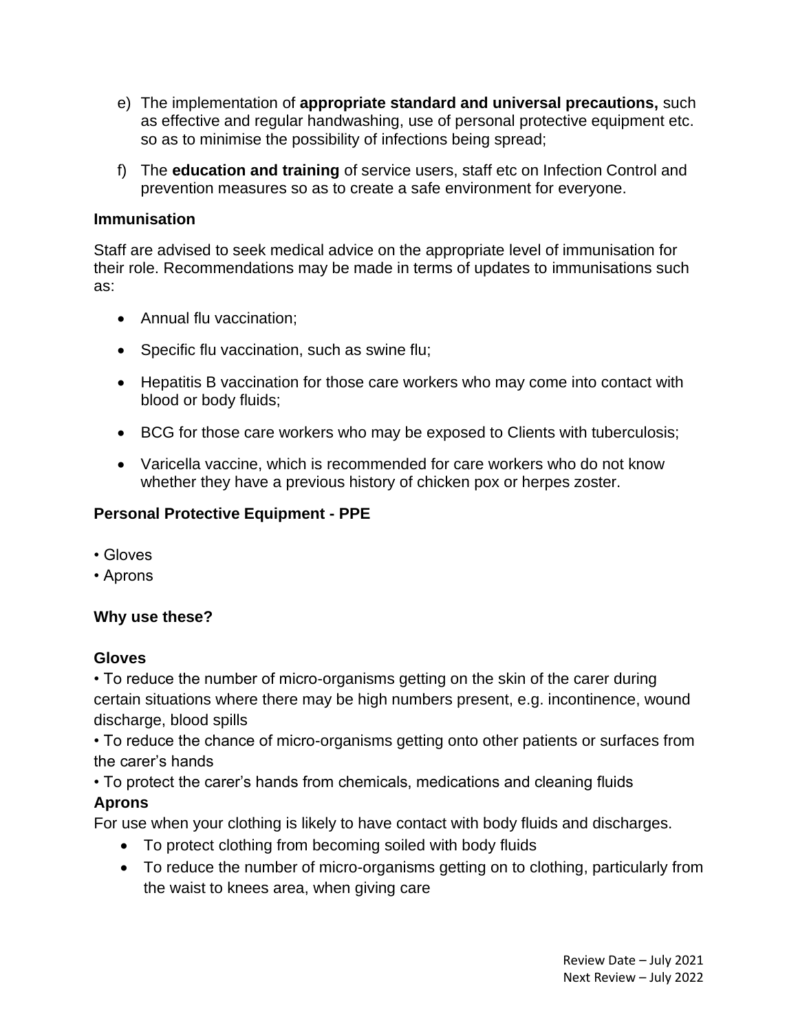e) The implementation of **appropriate standard and universal precautions,** such as effective and regular handwashing, use of personal protective equipment etc. so as to minimise the possibility of infections being spread;

f) The **education and training** of service users, staff etc on Infection Control and prevention measures so as to create a safe environment for everyone.

**Immunisation**

Staff are advised to seek medical advice on the appropriate level of immunisation for their role. Recommendations may be made in terms of updates to immunisations such as:

- Annual flu vaccination;
- Specific flu vaccination, such as swine flu;
- Hepatitis B vaccination for those care workers who may come into contact with blood or body fluids;
- BCG for those care workers who may be exposed to Clients with tuberculosis;
- Varicella vaccine, which is recommended for care workers who do not know whether they have a previous history of chicken pox or herpes zoster.

**Personal Protective Equipment - PPE**

- Gloves
- Aprons

**Why use these?**

**Gloves**

- To reduce the number of micro-organisms getting on the skin of the carer during certain situations where there may be high numbers present, e.g. incontinence, wound discharge, blood spills
- To reduce the chance of micro-organisms getting onto other patients or surfaces from the carer's hands
- To protect the carer's hands from chemicals, medications and cleaning fluids

**Aprons**

For use when your clothing is likely to have contact with body fluids and discharges.

- To protect clothing from becoming soiled with body fluids
- To reduce the number of micro-organisms getting on to clothing, particularly from the waist to knees area, when giving care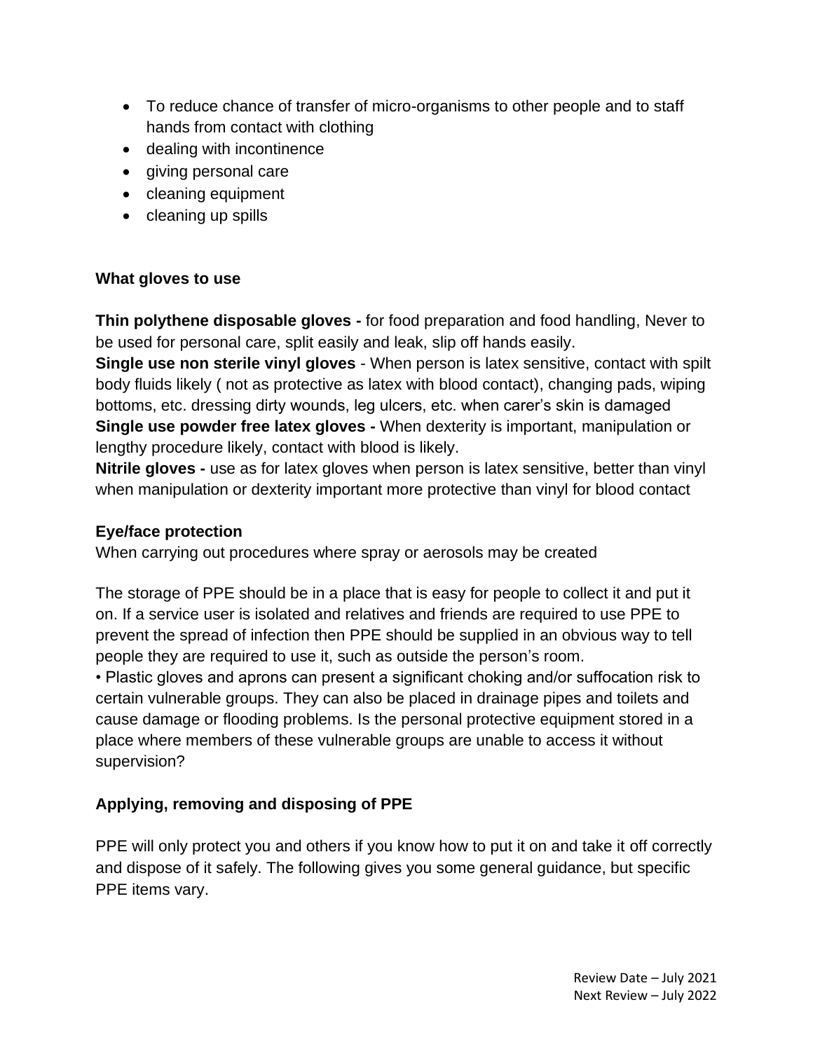- To reduce chance of transfer of micro-organisms to other people and to staff hands from contact with clothing
- dealing with incontinence
- giving personal care
- cleaning equipment
- cleaning up spills

**What gloves to use**

**Thin polythene disposable gloves -** for food preparation and food handling, Never to be used for personal care, split easily and leak, slip off hands easily.
**Single use non sterile vinyl gloves** - When person is latex sensitive, contact with spilt body fluids likely ( not as protective as latex with blood contact), changing pads, wiping bottoms, etc. dressing dirty wounds, leg ulcers, etc. when carer's skin is damaged
**Single use powder free latex gloves -** When dexterity is important, manipulation or lengthy procedure likely, contact with blood is likely.
**Nitrile gloves -** use as for latex gloves when person is latex sensitive, better than vinyl when manipulation or dexterity important more protective than vinyl for blood contact

**Eye/face protection**
When carrying out procedures where spray or aerosols may be created

The storage of PPE should be in a place that is easy for people to collect it and put it on. If a service user is isolated and relatives and friends are required to use PPE to prevent the spread of infection then PPE should be supplied in an obvious way to tell people they are required to use it, such as outside the person's room.
• Plastic gloves and aprons can present a significant choking and/or suffocation risk to certain vulnerable groups. They can also be placed in drainage pipes and toilets and cause damage or flooding problems. Is the personal protective equipment stored in a place where members of these vulnerable groups are unable to access it without supervision?

**Applying, removing and disposing of PPE**

PPE will only protect you and others if you know how to put it on and take it off correctly and dispose of it safely. The following gives you some general guidance, but specific PPE items vary.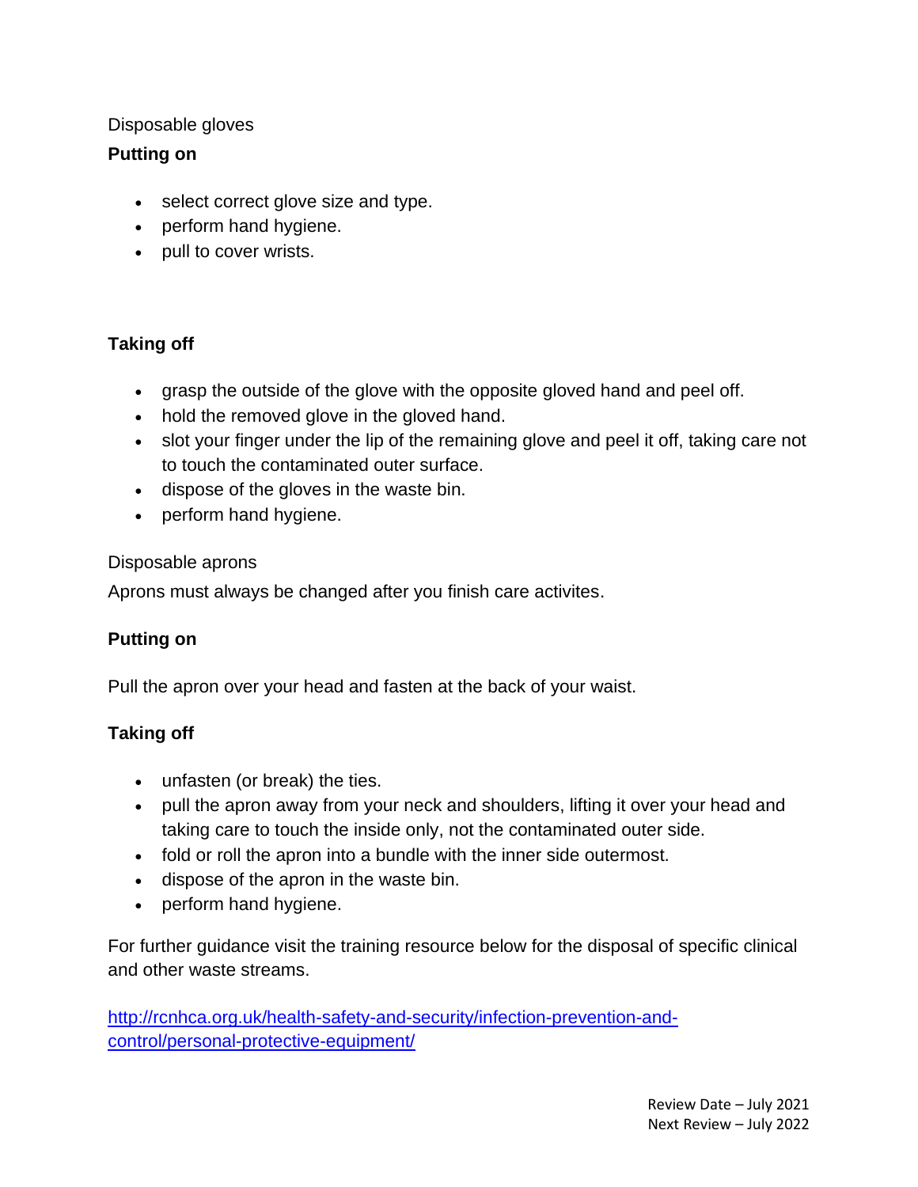Disposable gloves

**Putting on**

- select correct glove size and type.
- perform hand hygiene.
- pull to cover wrists.

**Taking off**

- grasp the outside of the glove with the opposite gloved hand and peel off.
- hold the removed glove in the gloved hand.
- slot your finger under the lip of the remaining glove and peel it off, taking care not to touch the contaminated outer surface.
- dispose of the gloves in the waste bin.
- perform hand hygiene.

Disposable aprons

Aprons must always be changed after you finish care activites.

**Putting on**

Pull the apron over your head and fasten at the back of your waist.

**Taking off**

- unfasten (or break) the ties.
- pull the apron away from your neck and shoulders, lifting it over your head and taking care to touch the inside only, not the contaminated outer side.
- fold or roll the apron into a bundle with the inner side outermost.
- dispose of the apron in the waste bin.
- perform hand hygiene.

For further guidance visit the training resource below for the disposal of specific clinical and other waste streams.

[http://rcnhca.org.uk/health-safety-and-security/infection-prevention-and-control/personal-protective-equipment/](http://rcnhca.org.uk/health-safety-and-security/infection-prevention-and-control/personal-protective-equipment/)

Review Date – July 2021
Next Review – July 2022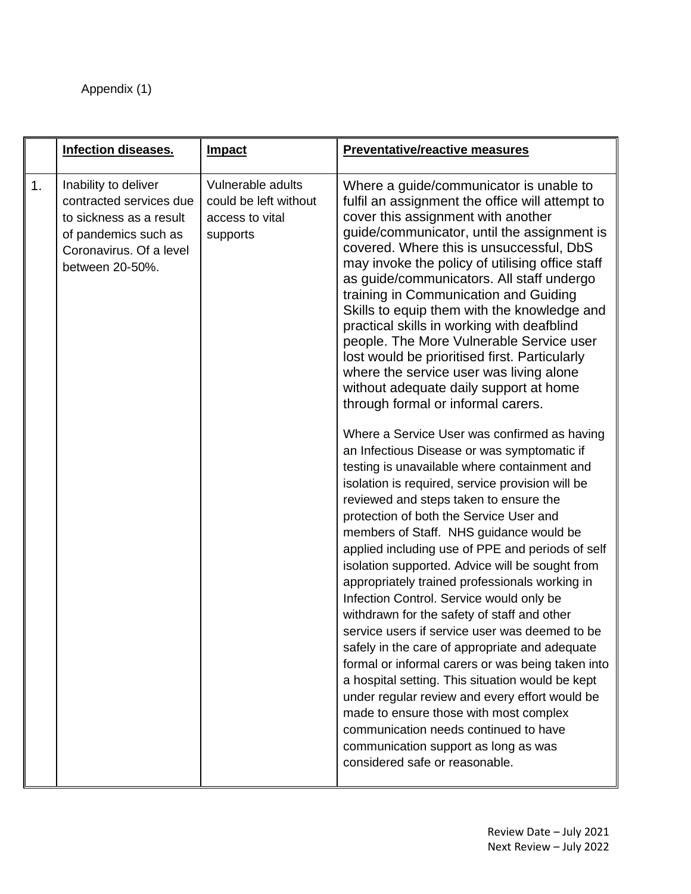Appendix (1)

| | **Infection diseases.** | **Impact** | **Preventative/reactive measures** |
|---|---|---|---|
| 1. | Inability to deliver contracted services due to sickness as a result of pandemics such as Coronavirus. Of a level between 20-50%. | Vulnerable adults could be left without access to vital supports | Where a guide/communicator is unable to fulfil an assignment the office will attempt to cover this assignment with another guide/communicator, until the assignment is covered. Where this is unsuccessful, DbS may invoke the policy of utilising office staff as guide/communicators. All staff undergo training in Communication and Guiding Skills to equip them with the knowledge and practical skills in working with deafblind people. The More Vulnerable Service user lost would be prioritised first. Particularly where the service user was living alone without adequate daily support at home through formal or informal carers.<br><br>Where a Service User was confirmed as having an Infectious Disease or was symptomatic if testing is unavailable where containment and isolation is required, service provision will be reviewed and steps taken to ensure the protection of both the Service User and members of Staff. NHS guidance would be applied including use of PPE and periods of self isolation supported. Advice will be sought from appropriately trained professionals working in Infection Control. Service would only be withdrawn for the safety of staff and other service users if service user was deemed to be safely in the care of appropriate and adequate formal or informal carers or was being taken into a hospital setting. This situation would be kept under regular review and every effort would be made to ensure those with most complex communication needs continued to have communication support as long as was considered safe or reasonable. |

Review Date – July 2021
Next Review – July 2022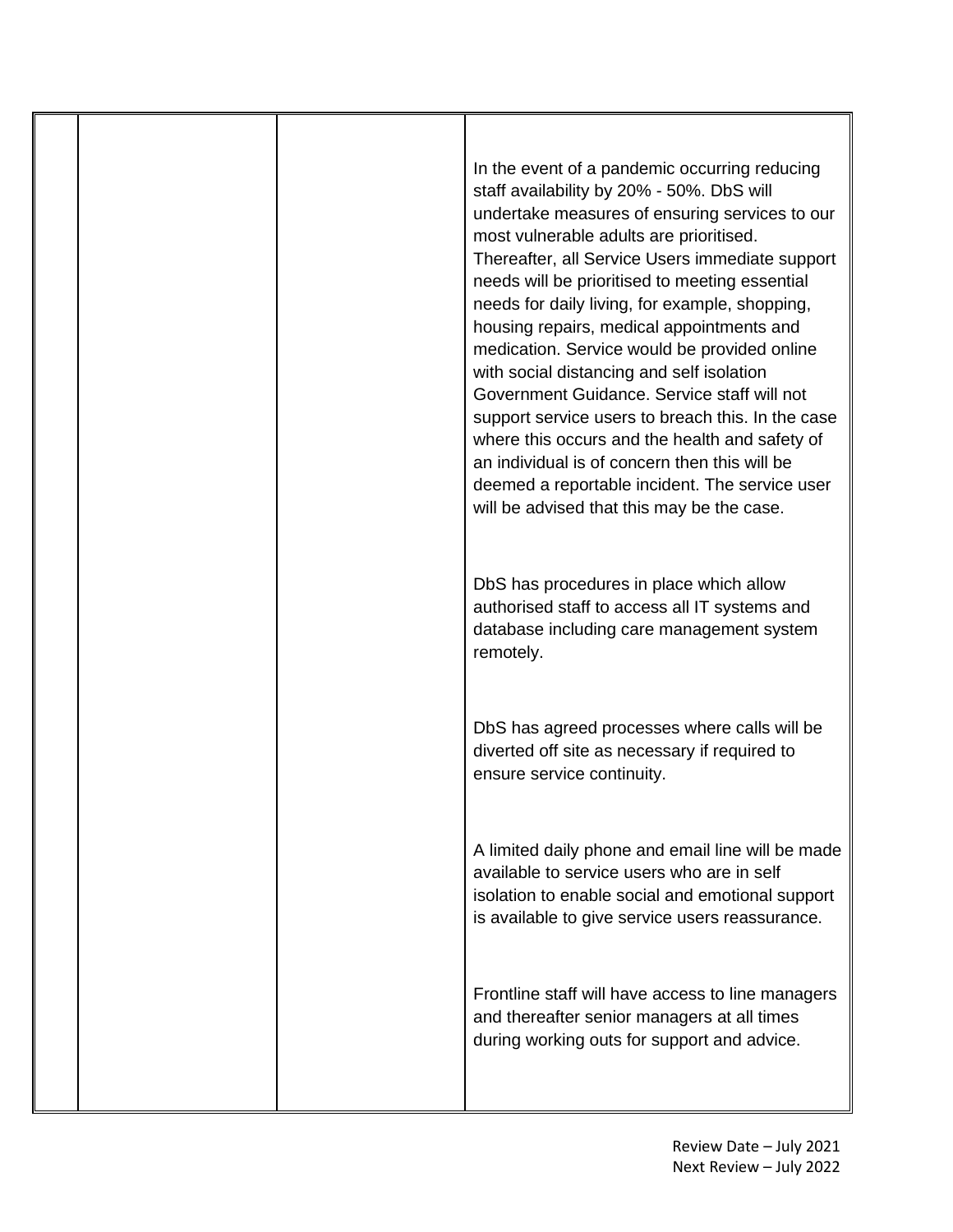| | | | |
|---|---|---|---|
| | | | In the event of a pandemic occurring reducing staff availability by 20% - 50%. DbS will undertake measures of ensuring services to our most vulnerable adults are prioritised. Thereafter, all Service Users immediate support needs will be prioritised to meeting essential needs for daily living, for example, shopping, housing repairs, medical appointments and medication. Service would be provided online with social distancing and self isolation Government Guidance. Service staff will not support service users to breach this. In the case where this occurs and the health and safety of an individual is of concern then this will be deemed a reportable incident. The service user will be advised that this may be the case.<br><br>DbS has procedures in place which allow authorised staff to access all IT systems and database including care management system remotely.<br><br>DbS has agreed processes where calls will be diverted off site as necessary if required to ensure service continuity.<br><br>A limited daily phone and email line will be made available to service users who are in self isolation to enable social and emotional support is available to give service users reassurance.<br><br>Frontline staff will have access to line managers and thereafter senior managers at all times during working outs for support and advice. |

Review Date – July 2021
Next Review – July 2022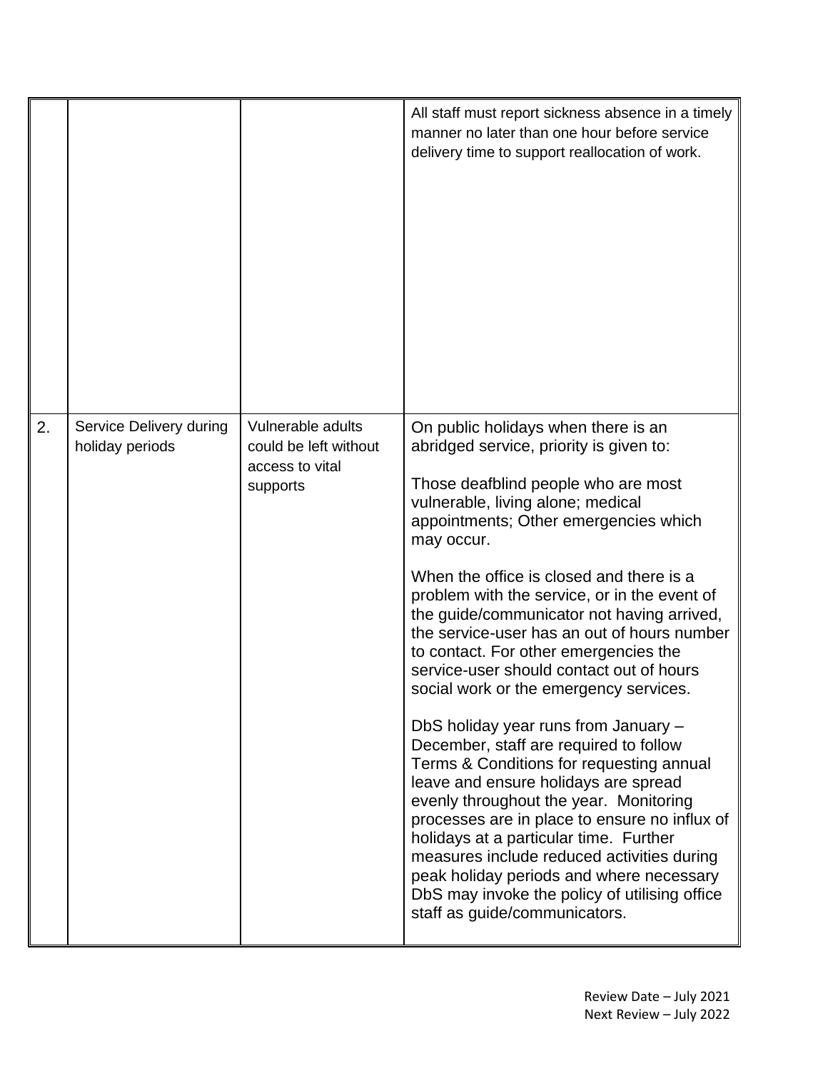| | | | |
|---|---|---|---|
| | | | All staff must report sickness absence in a timely manner no later than one hour before service delivery time to support reallocation of work. |
| 2. | Service Delivery during holiday periods | Vulnerable adults could be left without access to vital supports | On public holidays when there is an abridged service, priority is given to:<br><br>Those deafblind people who are most vulnerable, living alone; medical appointments; Other emergencies which may occur.<br><br>When the office is closed and there is a problem with the service, or in the event of the guide/communicator not having arrived, the service-user has an out of hours number to contact. For other emergencies the service-user should contact out of hours social work or the emergency services.<br><br>DbS holiday year runs from January – December, staff are required to follow Terms & Conditions for requesting annual leave and ensure holidays are spread evenly throughout the year. Monitoring processes are in place to ensure no influx of holidays at a particular time. Further measures include reduced activities during peak holiday periods and where necessary DbS may invoke the policy of utilising office staff as guide/communicators. |

Review Date – July 2021
Next Review – July 2022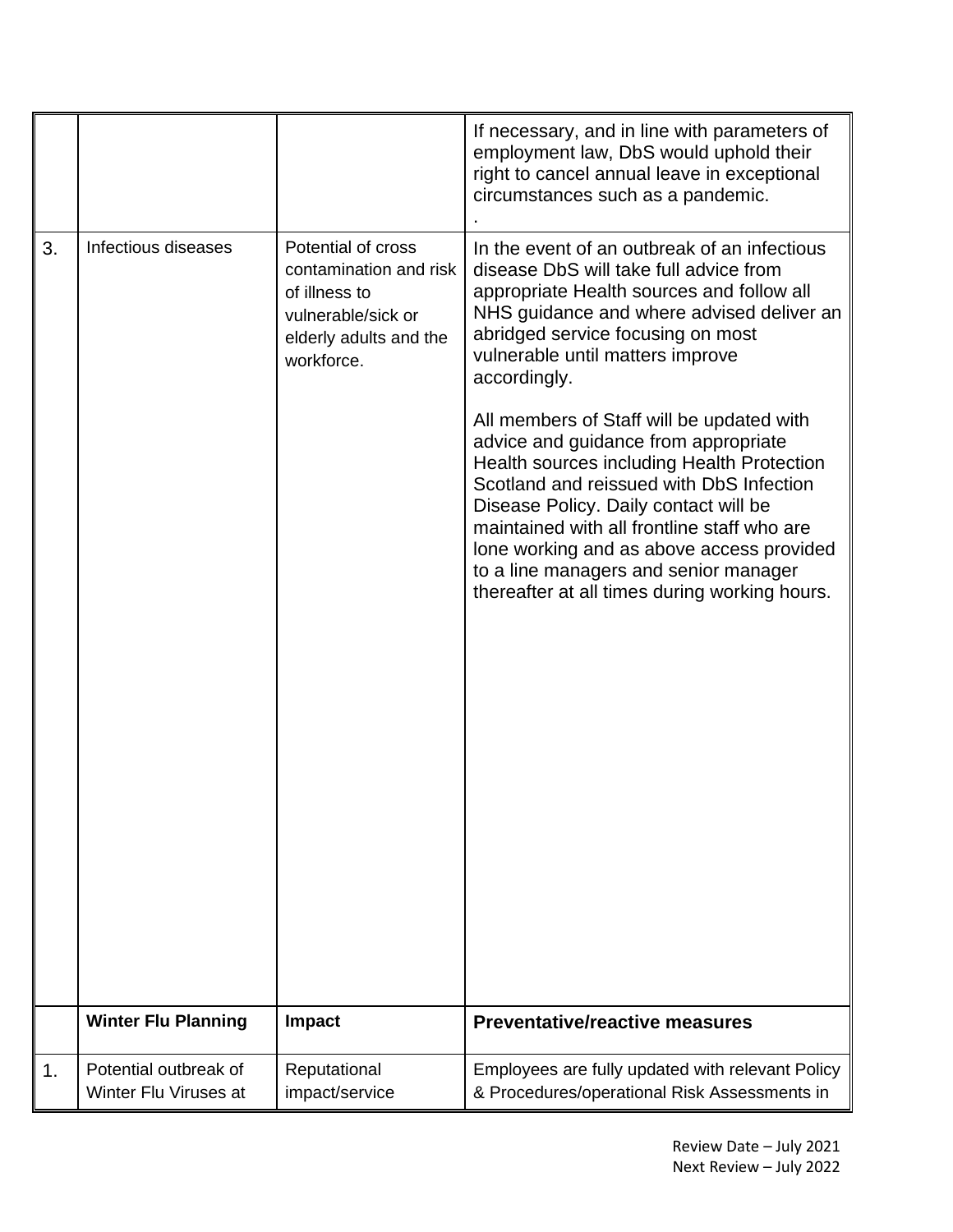| | | | |
|---|---|---|---|
| | | | If necessary, and in line with parameters of employment law, DbS would uphold their right to cancel annual leave in exceptional circumstances such as a pandemic. . |
| 3. | Infectious diseases | Potential of cross contamination and risk of illness to vulnerable/sick or elderly adults and the workforce. | In the event of an outbreak of an infectious disease DbS will take full advice from appropriate Health sources and follow all NHS guidance and where advised deliver an abridged service focusing on most vulnerable until matters improve accordingly.<br><br>All members of Staff will be updated with advice and guidance from appropriate Health sources including Health Protection Scotland and reissued with DbS Infection Disease Policy. Daily contact will be maintained with all frontline staff who are lone working and as above access provided to a line managers and senior manager thereafter at all times during working hours. |
| | **Winter Flu Planning** | **Impact** | **Preventative/reactive measures** |
| 1. | Potential outbreak of Winter Flu Viruses at | Reputational impact/service | Employees are fully updated with relevant Policy & Procedures/operational Risk Assessments in |

Review Date – July 2021
Next Review – July 2022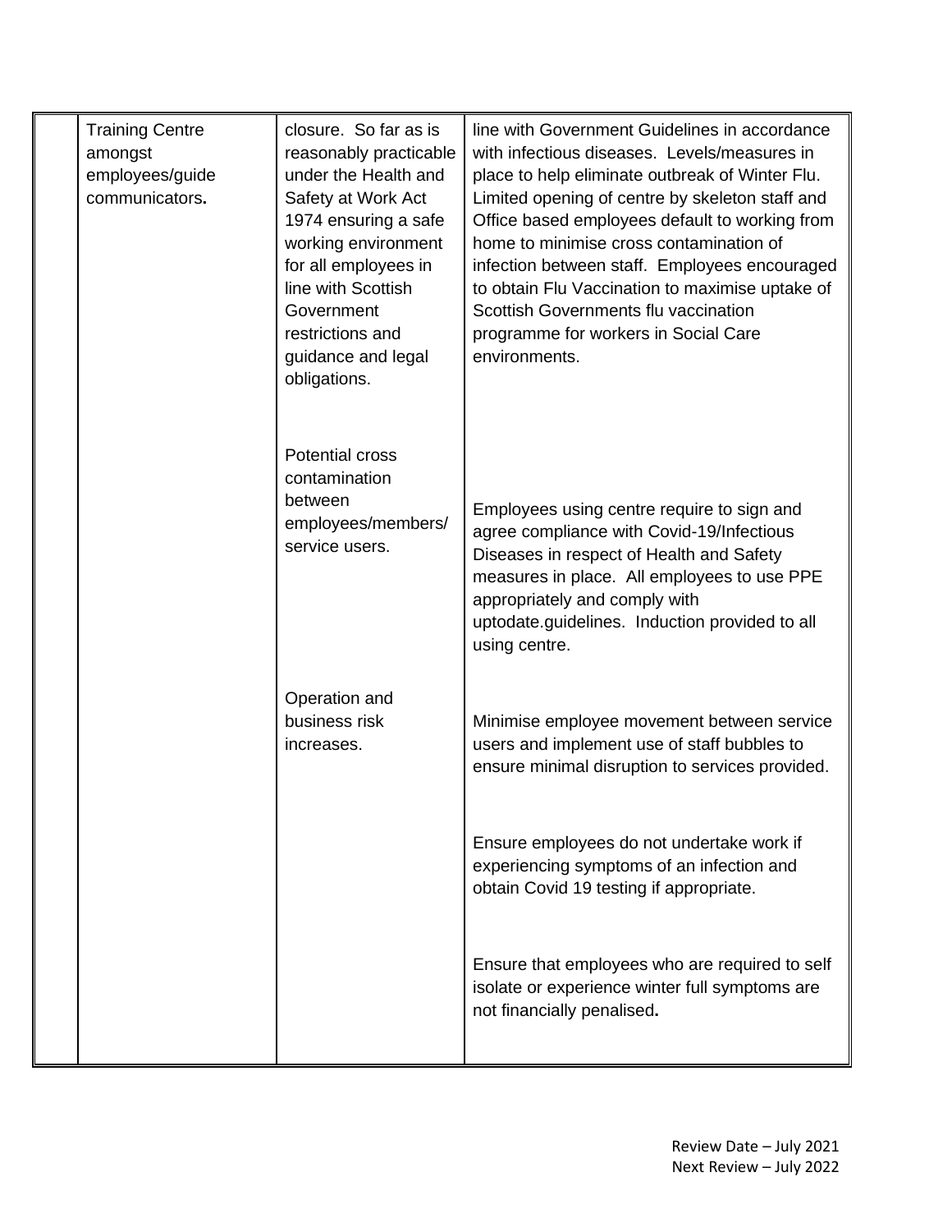| | | | |
|---|---|---|---|
| | Training Centre amongst employees/guide communicators**.** | closure. So far as is reasonably practicable under the Health and Safety at Work Act 1974 ensuring a safe working environment for all employees in line with Scottish Government restrictions and guidance and legal obligations. | line with Government Guidelines in accordance with infectious diseases. Levels/measures in place to help eliminate outbreak of Winter Flu. Limited opening of centre by skeleton staff and Office based employees default to working from home to minimise cross contamination of infection between staff. Employees encouraged to obtain Flu Vaccination to maximise uptake of Scottish Governments flu vaccination programme for workers in Social Care environments. |
| | | Potential cross contamination between employees/members/ service users. | Employees using centre require to sign and agree compliance with Covid-19/Infectious Diseases in respect of Health and Safety measures in place. All employees to use PPE appropriately and comply with uptodate.guidelines. Induction provided to all using centre. |
| | | Operation and business risk increases. | Minimise employee movement between service users and implement use of staff bubbles to ensure minimal disruption to services provided. |
| | | | Ensure employees do not undertake work if experiencing symptoms of an infection and obtain Covid 19 testing if appropriate. |
| | | | Ensure that employees who are required to self isolate or experience winter full symptoms are not financially penalised**.** |

Review Date – July 2021
Next Review – July 2022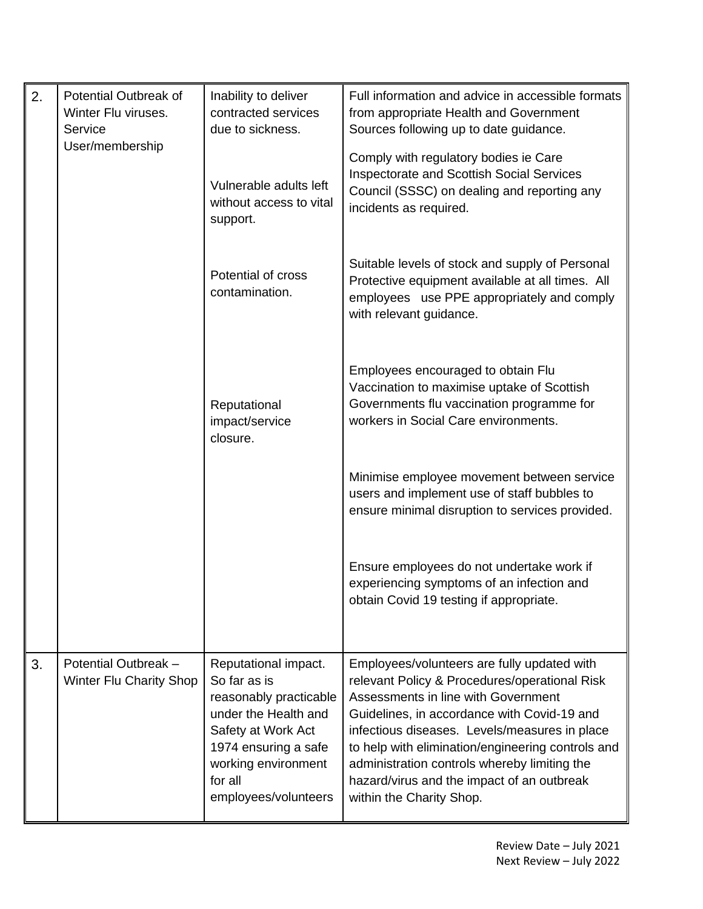| | | | |
|---|---|---|---|
| 2. | Potential Outbreak of Winter Flu viruses. Service User/membership | Inability to deliver contracted services due to sickness.<br><br>Vulnerable adults left without access to vital support.<br><br>Potential of cross contamination.<br><br>Reputational impact/service closure. | Full information and advice in accessible formats from appropriate Health and Government Sources following up to date guidance.<br><br>Comply with regulatory bodies ie Care Inspectorate and Scottish Social Services Council (SSSC) on dealing and reporting any incidents as required.<br><br>Suitable levels of stock and supply of Personal Protective equipment available at all times. All employees use PPE appropriately and comply with relevant guidance.<br><br>Employees encouraged to obtain Flu Vaccination to maximise uptake of Scottish Governments flu vaccination programme for workers in Social Care environments.<br><br>Minimise employee movement between service users and implement use of staff bubbles to ensure minimal disruption to services provided.<br><br>Ensure employees do not undertake work if experiencing symptoms of an infection and obtain Covid 19 testing if appropriate. |
| 3. | Potential Outbreak – Winter Flu Charity Shop | Reputational impact. So far as is reasonably practicable under the Health and Safety at Work Act 1974 ensuring a safe working environment for all employees/volunteers | Employees/volunteers are fully updated with relevant Policy & Procedures/operational Risk Assessments in line with Government Guidelines, in accordance with Covid-19 and infectious diseases. Levels/measures in place to help with elimination/engineering controls and administration controls whereby limiting the hazard/virus and the impact of an outbreak within the Charity Shop. |

Review Date – July 2021
Next Review – July 2022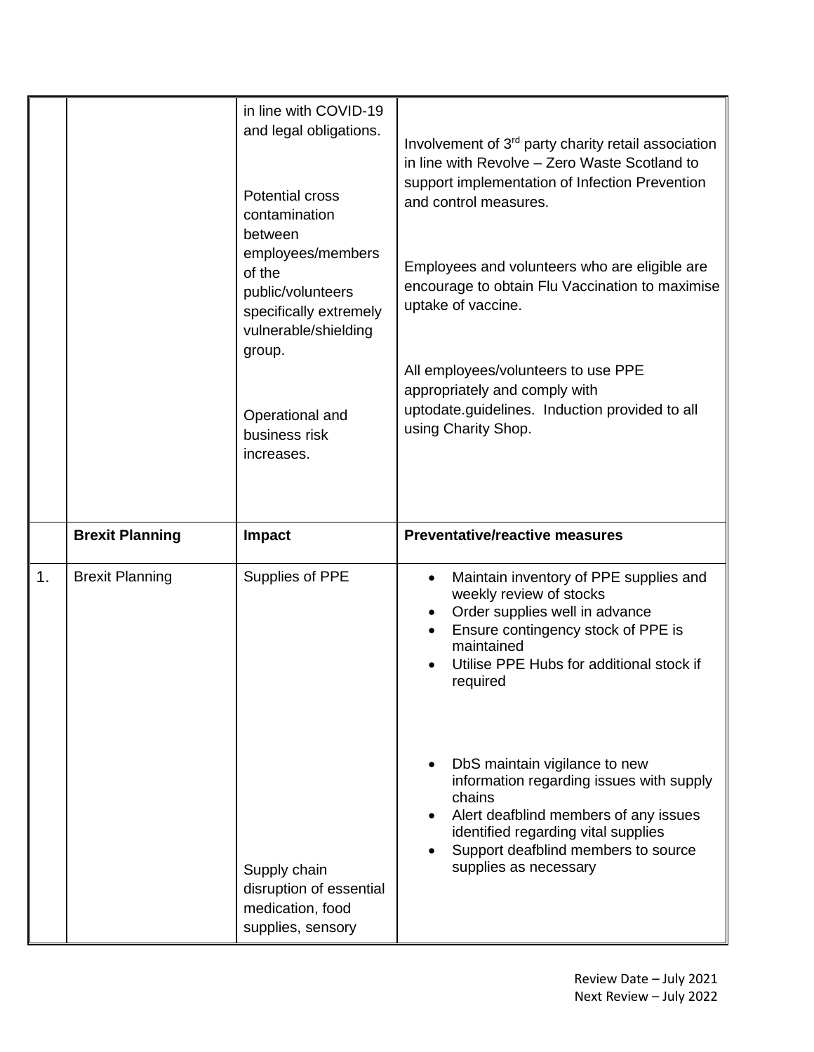| | | | |
|---|---|---|---|
| | | in line with COVID-19 and legal obligations.<br><br>Potential cross contamination between employees/members of the public/volunteers specifically extremely vulnerable/shielding group.<br><br>Operational and business risk increases. | Involvement of 3rd party charity retail association in line with Revolve – Zero Waste Scotland to support implementation of Infection Prevention and control measures.<br><br>Employees and volunteers who are eligible are encourage to obtain Flu Vaccination to maximise uptake of vaccine.<br><br>All employees/volunteers to use PPE appropriately and comply with uptodate.guidelines. Induction provided to all using Charity Shop. |
| | **Brexit Planning** | **Impact** | **Preventative/reactive measures** |
| 1. | Brexit Planning | Supplies of PPE<br><br>Supply chain disruption of essential medication, food supplies, sensory | • Maintain inventory of PPE supplies and weekly review of stocks<br>• Order supplies well in advance<br>• Ensure contingency stock of PPE is maintained<br>• Utilise PPE Hubs for additional stock if required<br><br>• DbS maintain vigilance to new information regarding issues with supply chains<br>• Alert deafblind members of any issues identified regarding vital supplies<br>• Support deafblind members to source supplies as necessary |

Review Date – July 2021
Next Review – July 2022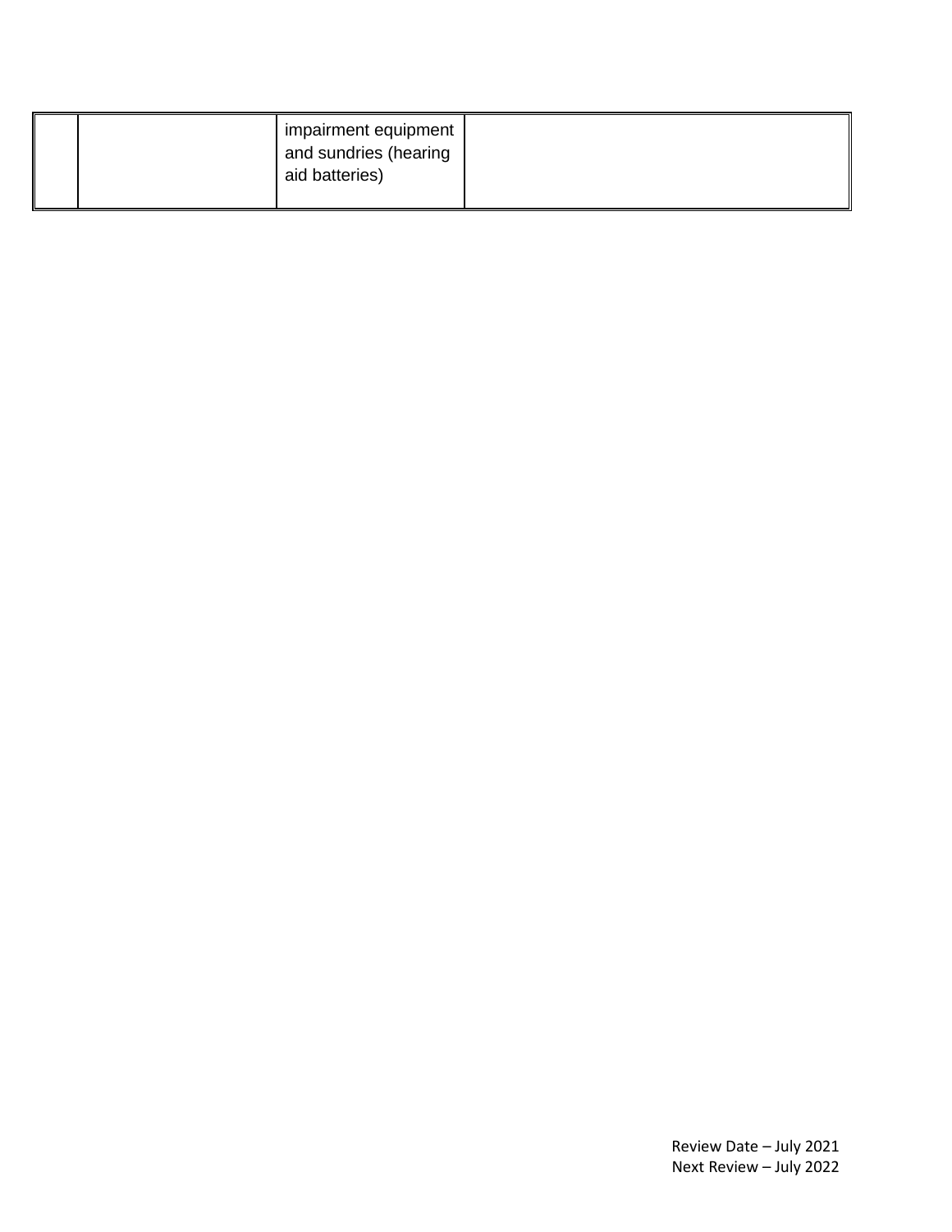| | | | |
|---|---|---|---|
| | | impairment equipment and sundries (hearing aid batteries) | |

Review Date – July 2021
Next Review – July 2022